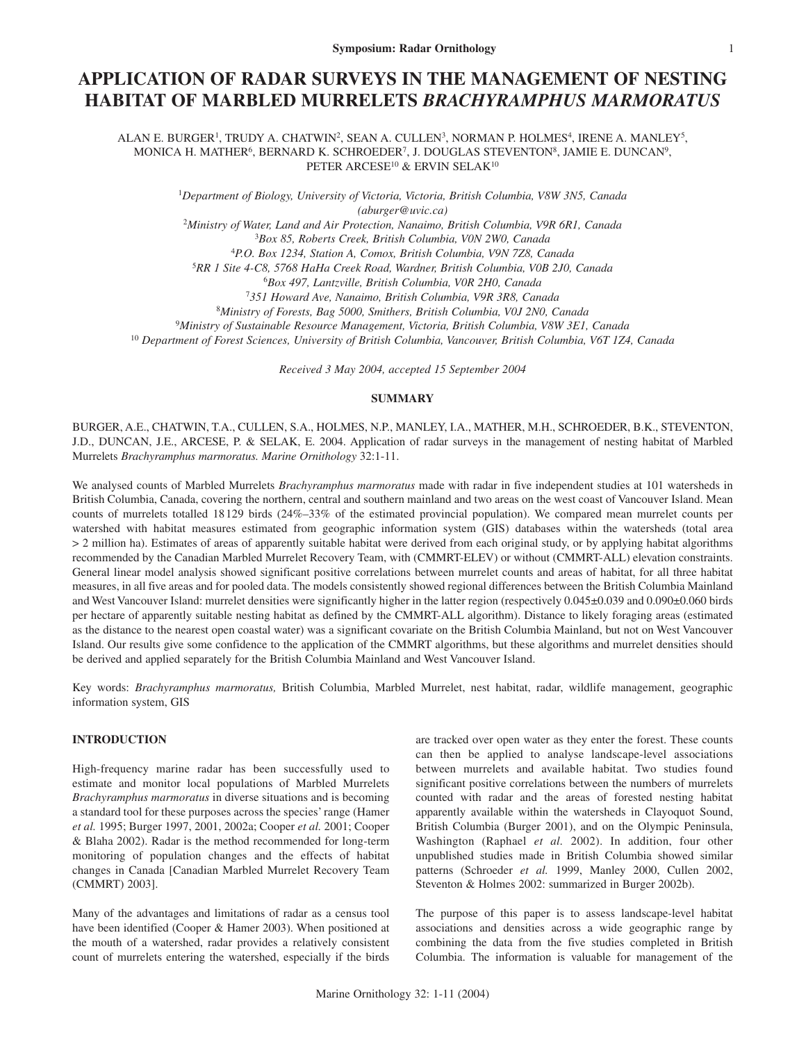# APPLICATION OF RADAR SURVEYS IN THE MANAGEMENT OF NESTING HABITAT OF MARBLED MURRELETS *BRACHYRAMPHUS MARMORATUS*

ALAN E. BURGER[1], TRUDY A. CHATWIN[2], SEAN A. CULLEN[3], NORMAN P. HOLMES[4], IRENE A. MANLEY[5], MONICA H. MATHER[6], BERNARD K. SCHROEDER[7], J. DOUGLAS STEVENTON[8], JAMIE E. DUNCAN[9], PETER ARCESE[10] & ERVIN SELAK[10]

[1]*Department of Biology, University of Victoria, Victoria, British Columbia, V8W 3N5, Canada (aburger@uvic.ca)*
[2]*Ministry of Water, Land and Air Protection, Nanaimo, British Columbia, V9R 6R1, Canada*
[3]*Box 85, Roberts Creek, British Columbia, V0N 2W0, Canada*
[4]*P.O. Box 1234, Station A, Comox, British Columbia, V9N 7Z8, Canada*
[5]*RR 1 Site 4-C8, 5768 HaHa Creek Road, Wardner, British Columbia, V0B 2J0, Canada*
[6]*Box 497, Lantzville, British Columbia, V0R 2H0, Canada*
[7]*351 Howard Ave, Nanaimo, British Columbia, V9R 3R8, Canada*
[8]*Ministry of Forests, Bag 5000, Smithers, British Columbia, V0J 2N0, Canada*
[9]*Ministry of Sustainable Resource Management, Victoria, British Columbia, V8W 3E1, Canada*
[10]*Department of Forest Sciences, University of British Columbia, Vancouver, British Columbia, V6T 1Z4, Canada*

*Received 3 May 2004, accepted 15 September 2004*

## SUMMARY

BURGER, A.E., CHATWIN, T.A., CULLEN, S.A., HOLMES, N.P., MANLEY, I.A., MATHER, M.H., SCHROEDER, B.K., STEVENTON, J.D., DUNCAN, J.E., ARCESE, P. & SELAK, E. 2004. Application of radar surveys in the management of nesting habitat of Marbled Murrelets *Brachyramphus marmoratus. Marine Ornithology* 32:1-11.

We analysed counts of Marbled Murrelets *Brachyramphus marmoratus* made with radar in five independent studies at 101 watersheds in British Columbia, Canada, covering the northern, central and southern mainland and two areas on the west coast of Vancouver Island. Mean counts of murrelets totalled 18129 birds (24%–33% of the estimated provincial population). We compared mean murrelet counts per watershed with habitat measures estimated from geographic information system (GIS) databases within the watersheds (total area > 2 million ha). Estimates of areas of apparently suitable habitat were derived from each original study, or by applying habitat algorithms recommended by the Canadian Marbled Murrelet Recovery Team, with (CMMRT-ELEV) or without (CMMRT-ALL) elevation constraints. General linear model analysis showed significant positive correlations between murrelet counts and areas of habitat, for all three habitat measures, in all five areas and for pooled data. The models consistently showed regional differences between the British Columbia Mainland and West Vancouver Island: murrelet densities were significantly higher in the latter region (respectively 0.045±0.039 and 0.090±0.060 birds per hectare of apparently suitable nesting habitat as defined by the CMMRT-ALL algorithm). Distance to likely foraging areas (estimated as the distance to the nearest open coastal water) was a significant covariate on the British Columbia Mainland, but not on West Vancouver Island. Our results give some confidence to the application of the CMMRT algorithms, but these algorithms and murrelet densities should be derived and applied separately for the British Columbia Mainland and West Vancouver Island.

Key words: *Brachyramphus marmoratus,* British Columbia, Marbled Murrelet, nest habitat, radar, wildlife management, geographic information system, GIS

## INTRODUCTION

High-frequency marine radar has been successfully used to estimate and monitor local populations of Marbled Murrelets *Brachyramphus marmoratus* in diverse situations and is becoming a standard tool for these purposes across the species' range (Hamer *et al.* 1995; Burger 1997, 2001, 2002a; Cooper *et al.* 2001; Cooper & Blaha 2002). Radar is the method recommended for long-term monitoring of population changes and the effects of habitat changes in Canada [Canadian Marbled Murrelet Recovery Team (CMMRT) 2003].

Many of the advantages and limitations of radar as a census tool have been identified (Cooper & Hamer 2003). When positioned at the mouth of a watershed, radar provides a relatively consistent count of murrelets entering the watershed, especially if the birds are tracked over open water as they enter the forest. These counts can then be applied to analyse landscape-level associations between murrelets and available habitat. Two studies found significant positive correlations between the numbers of murrelets counted with radar and the areas of forested nesting habitat apparently available within the watersheds in Clayoquot Sound, British Columbia (Burger 2001), and on the Olympic Peninsula, Washington (Raphael *et al.* 2002). In addition, four other unpublished studies made in British Columbia showed similar patterns (Schroeder *et al.* 1999, Manley 2000, Cullen 2002, Steventon & Holmes 2002: summarized in Burger 2002b).

The purpose of this paper is to assess landscape-level habitat associations and densities across a wide geographic range by combining the data from the five studies completed in British Columbia. The information is valuable for management of the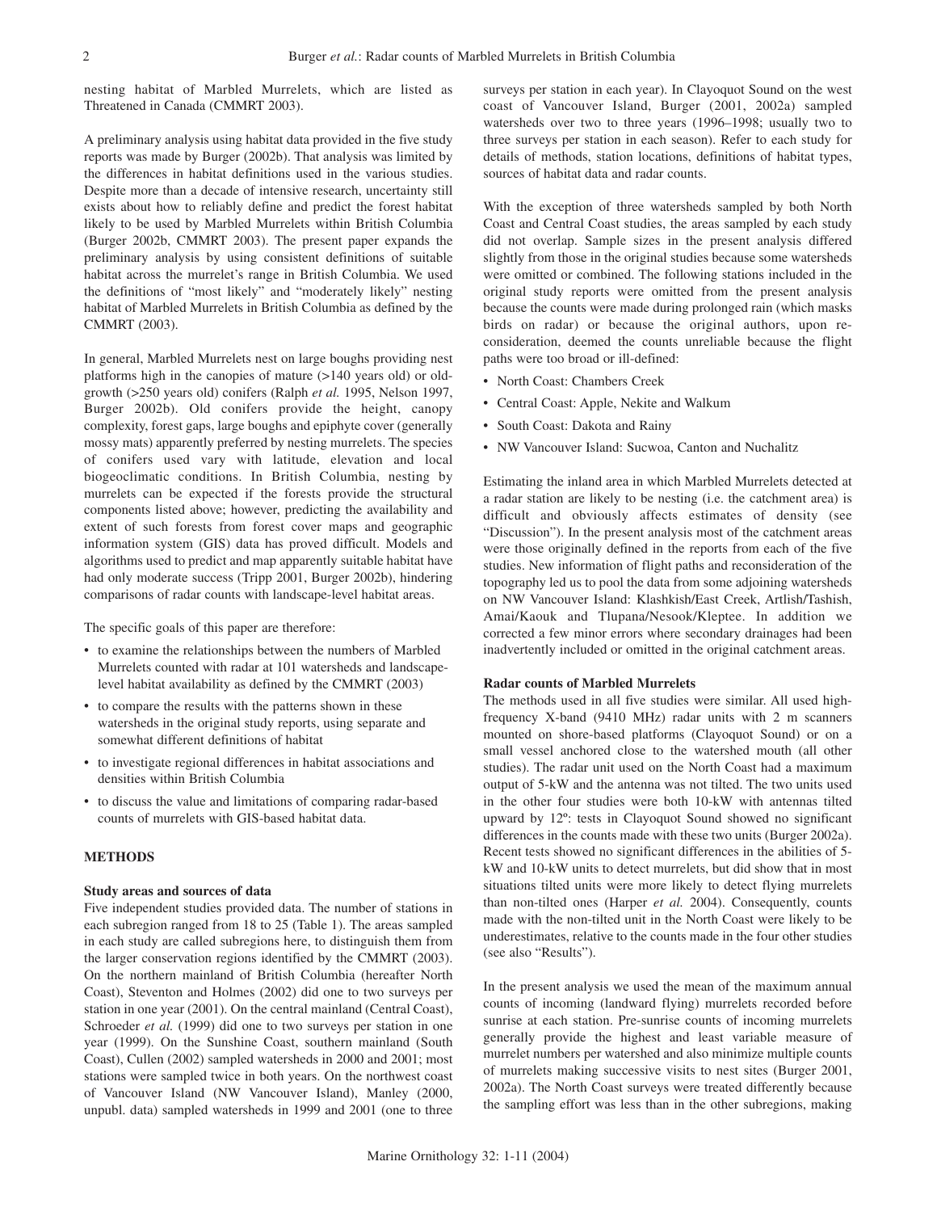nesting habitat of Marbled Murrelets, which are listed as Threatened in Canada (CMMRT 2003).

A preliminary analysis using habitat data provided in the five study reports was made by Burger (2002b). That analysis was limited by the differences in habitat definitions used in the various studies. Despite more than a decade of intensive research, uncertainty still exists about how to reliably define and predict the forest habitat likely to be used by Marbled Murrelets within British Columbia (Burger 2002b, CMMRT 2003). The present paper expands the preliminary analysis by using consistent definitions of suitable habitat across the murrelet's range in British Columbia. We used the definitions of "most likely" and "moderately likely" nesting habitat of Marbled Murrelets in British Columbia as defined by the CMMRT (2003).

In general, Marbled Murrelets nest on large boughs providing nest platforms high in the canopies of mature (>140 years old) or old-growth (>250 years old) conifers (Ralph *et al.* 1995, Nelson 1997, Burger 2002b). Old conifers provide the height, canopy complexity, forest gaps, large boughs and epiphyte cover (generally mossy mats) apparently preferred by nesting murrelets. The species of conifers used vary with latitude, elevation and local biogeoclimatic conditions. In British Columbia, nesting by murrelets can be expected if the forests provide the structural components listed above; however, predicting the availability and extent of such forests from forest cover maps and geographic information system (GIS) data has proved difficult. Models and algorithms used to predict and map apparently suitable habitat have had only moderate success (Tripp 2001, Burger 2002b), hindering comparisons of radar counts with landscape-level habitat areas.

The specific goals of this paper are therefore:

- to examine the relationships between the numbers of Marbled Murrelets counted with radar at 101 watersheds and landscape-level habitat availability as defined by the CMMRT (2003)
- to compare the results with the patterns shown in these watersheds in the original study reports, using separate and somewhat different definitions of habitat
- to investigate regional differences in habitat associations and densities within British Columbia
- to discuss the value and limitations of comparing radar-based counts of murrelets with GIS-based habitat data.

## METHODS

### Study areas and sources of data

Five independent studies provided data. The number of stations in each subregion ranged from 18 to 25 (Table 1). The areas sampled in each study are called subregions here, to distinguish them from the larger conservation regions identified by the CMMRT (2003). On the northern mainland of British Columbia (hereafter North Coast), Steventon and Holmes (2002) did one to two surveys per station in one year (2001). On the central mainland (Central Coast), Schroeder *et al.* (1999) did one to two surveys per station in one year (1999). On the Sunshine Coast, southern mainland (South Coast), Cullen (2002) sampled watersheds in 2000 and 2001; most stations were sampled twice in both years. On the northwest coast of Vancouver Island (NW Vancouver Island), Manley (2000, unpubl. data) sampled watersheds in 1999 and 2001 (one to three surveys per station in each year). In Clayoquot Sound on the west coast of Vancouver Island, Burger (2001, 2002a) sampled watersheds over two to three years (1996–1998; usually two to three surveys per station in each season). Refer to each study for details of methods, station locations, definitions of habitat types, sources of habitat data and radar counts.

With the exception of three watersheds sampled by both North Coast and Central Coast studies, the areas sampled by each study did not overlap. Sample sizes in the present analysis differed slightly from those in the original studies because some watersheds were omitted or combined. The following stations included in the original study reports were omitted from the present analysis because the counts were made during prolonged rain (which masks birds on radar) or because the original authors, upon re-consideration, deemed the counts unreliable because the flight paths were too broad or ill-defined:

- North Coast: Chambers Creek
- Central Coast: Apple, Nekite and Walkum
- South Coast: Dakota and Rainy
- NW Vancouver Island: Sucwoa, Canton and Nuchalitz

Estimating the inland area in which Marbled Murrelets detected at a radar station are likely to be nesting (i.e. the catchment area) is difficult and obviously affects estimates of density (see "Discussion"). In the present analysis most of the catchment areas were those originally defined in the reports from each of the five studies. New information of flight paths and reconsideration of the topography led us to pool the data from some adjoining watersheds on NW Vancouver Island: Klashkish/East Creek, Artlish/Tashish, Amai/Kaouk and Tlupana/Nesook/Kleptee. In addition we corrected a few minor errors where secondary drainages had been inadvertently included or omitted in the original catchment areas.

### Radar counts of Marbled Murrelets

The methods used in all five studies were similar. All used high-frequency X-band (9410 MHz) radar units with 2 m scanners mounted on shore-based platforms (Clayoquot Sound) or on a small vessel anchored close to the watershed mouth (all other studies). The radar unit used on the North Coast had a maximum output of 5-kW and the antenna was not tilted. The two units used in the other four studies were both 10-kW with antennas tilted upward by 12º: tests in Clayoquot Sound showed no significant differences in the counts made with these two units (Burger 2002a). Recent tests showed no significant differences in the abilities of 5-kW and 10-kW units to detect murrelets, but did show that in most situations tilted units were more likely to detect flying murrelets than non-tilted ones (Harper *et al.* 2004). Consequently, counts made with the non-tilted unit in the North Coast were likely to be underestimates, relative to the counts made in the four other studies (see also "Results").

In the present analysis we used the mean of the maximum annual counts of incoming (landward flying) murrelets recorded before sunrise at each station. Pre-sunrise counts of incoming murrelets generally provide the highest and least variable measure of murrelet numbers per watershed and also minimize multiple counts of murrelets making successive visits to nest sites (Burger 2001, 2002a). The North Coast surveys were treated differently because the sampling effort was less than in the other subregions, making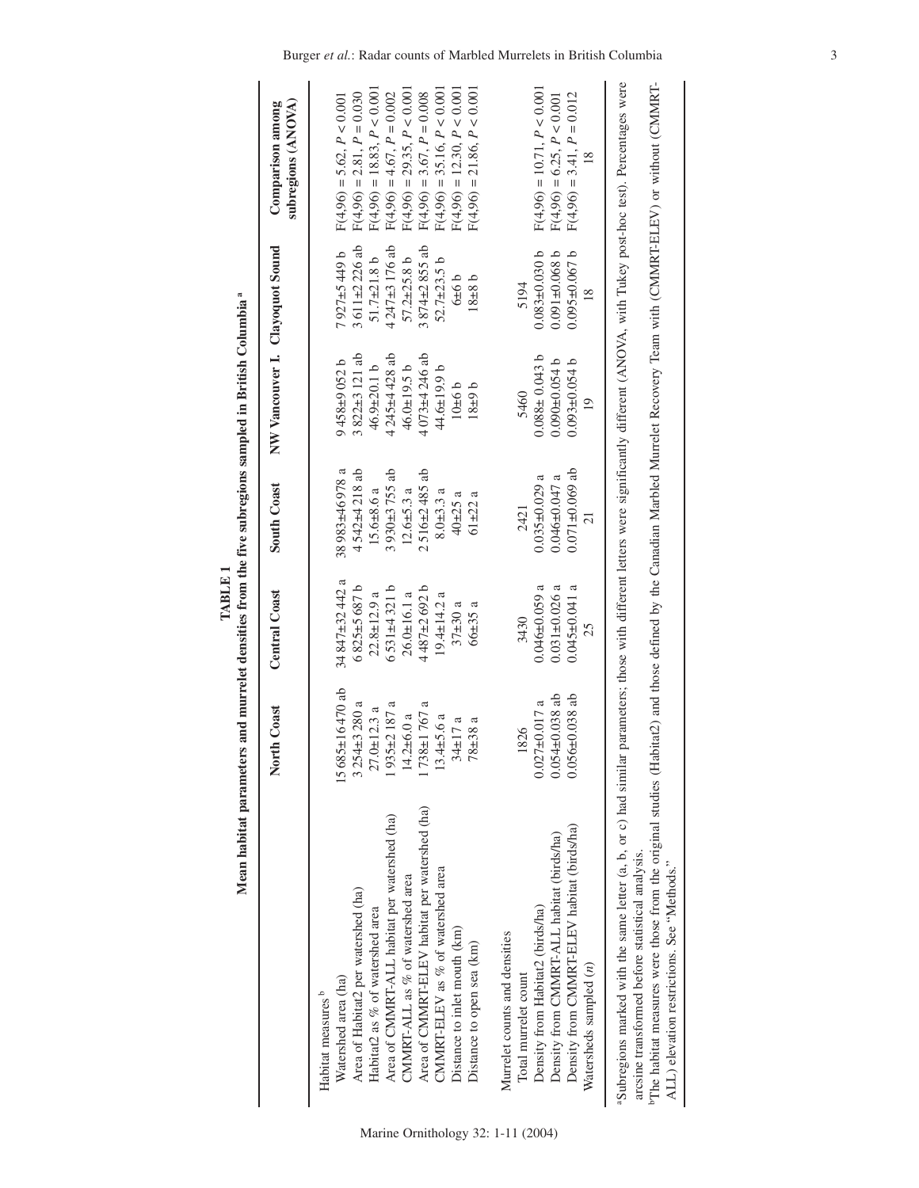**TABLE 1**

**Mean habitat parameters and murrelet densities from the five subregions sampled in British Columbia [a]**

| | North Coast | Central Coast | South Coast | NW Vancouver I. | Clayoquot Sound | Comparison among subregions (ANOVA) |
|---|---|---|---|---|---|---|
| Habitat measures [b] | | | | | | |
| Watershed area (ha) | 15 685±16 470 ab | 34 847±32 442 a | 38 983±46 978 a | 9 458±9 052 b | 7 927±5 449 b | F(4,96) = 5.62, $P < 0.001$ |
| Area of Habitat2 per watershed (ha) | 3 254±3 280 a | 6 825±5 687 b | 4 542±4 218 ab | 3 822±3 121 ab | 3 611±2 226 ab | F(4,96) = 2.81, $P = 0.030$ |
| Habitat2 as % of watershed area | 27.0±12.3 a | 22.8±12.9 a | 15.6±8.6 a | 46.9±20.1 b | 51.7±21.8 b | F(4,96) = 18.83, $P < 0.001$ |
| Area of CMMRT-ALL habitat per watershed (ha) | 1 935±2 187 a | 6 531±4 321 b | 3 930±3 755 ab | 4 245±4 428 ab | 4 247±3 176 ab | F(4,96) = 4.67, $P = 0.002$ |
| CMMRT-ALL as % of watershed area | 14.2±6.0 a | 26.0±16.1 a | 12.6±5.3 a | 46.0±19.5 b | 57.2±25.8 b | F(4,96) = 29.35, $P < 0.001$ |
| Area of CMMRT-ELEV habitat per watershed (ha) | 1 738±1 767 a | 4 487±2 692 b | 2 516±2 485 ab | 4 073±4 246 ab | 3 874±2 855 ab | F(4,96) = 3.67, $P = 0.008$ |
| CMMRT-ELEV as % of watershed area | 13.4±5.6 a | 19.4±14.2 a | 8.0±3.3 a | 44.6±19.9 b | 52.7±23.5 b | F(4,96) = 35.16, $P < 0.001$ |
| Distance to inlet mouth (km) | 34±17 a | 37±30 a | 40±25 a | 10±6 b | 6±6 b | F(4,96) = 12.30, $P < 0.001$ |
| Distance to open sea (km) | 78±38 a | 66±35 a | 61±22 a | 18±9 b | 18±8 b | F(4,96) = 21.86, $P < 0.001$ |
| Murrelet counts and densities | | | | | | |
| Total murrelet count | 1826 | 3430 | 2421 | 5460 | 5194 | |
| Density from Habitat2 (birds/ha) | 0.027±0.017 a | 0.046±0.059 a | 0.035±0.029 a | 0.088± 0.043 b | 0.083±0.030 b | F(4,96) = 10.71, $P < 0.001$ |
| Density from CMMRT-ALL habitat (birds/ha) | 0.054±0.038 ab | 0.031±0.026 a | 0.046±0.047 a | 0.090±0.054 b | 0.091±0.068 b | F(4,96) = 6.25, $P < 0.001$ |
| Density from CMMRT-ELEV habitat (birds/ha) | 0.056±0.038 ab | 0.045±0.041 a | 0.071±0.069 ab | 0.093±0.054 b | 0.095±0.067 b | F(4,96) = 3.41, $P = 0.012$ |
| Watersheds sampled ($n$) | 18 | 25 | 21 | 19 | 18 | |

[a] Subregions marked with the same letter (a, b, or c) had similar parameters; those with different letters were significantly different (ANOVA, with Tukey post-hoc test). Percentages were arcsine transformed before statistical analysis.

[b] The habitat measures were those from the original studies (Habitat2) and those defined by the Canadian Marbled Murrelet Recovery Team with (CMMRT-ELEV) or without (CMMRT-ALL) elevation restrictions. See "Methods."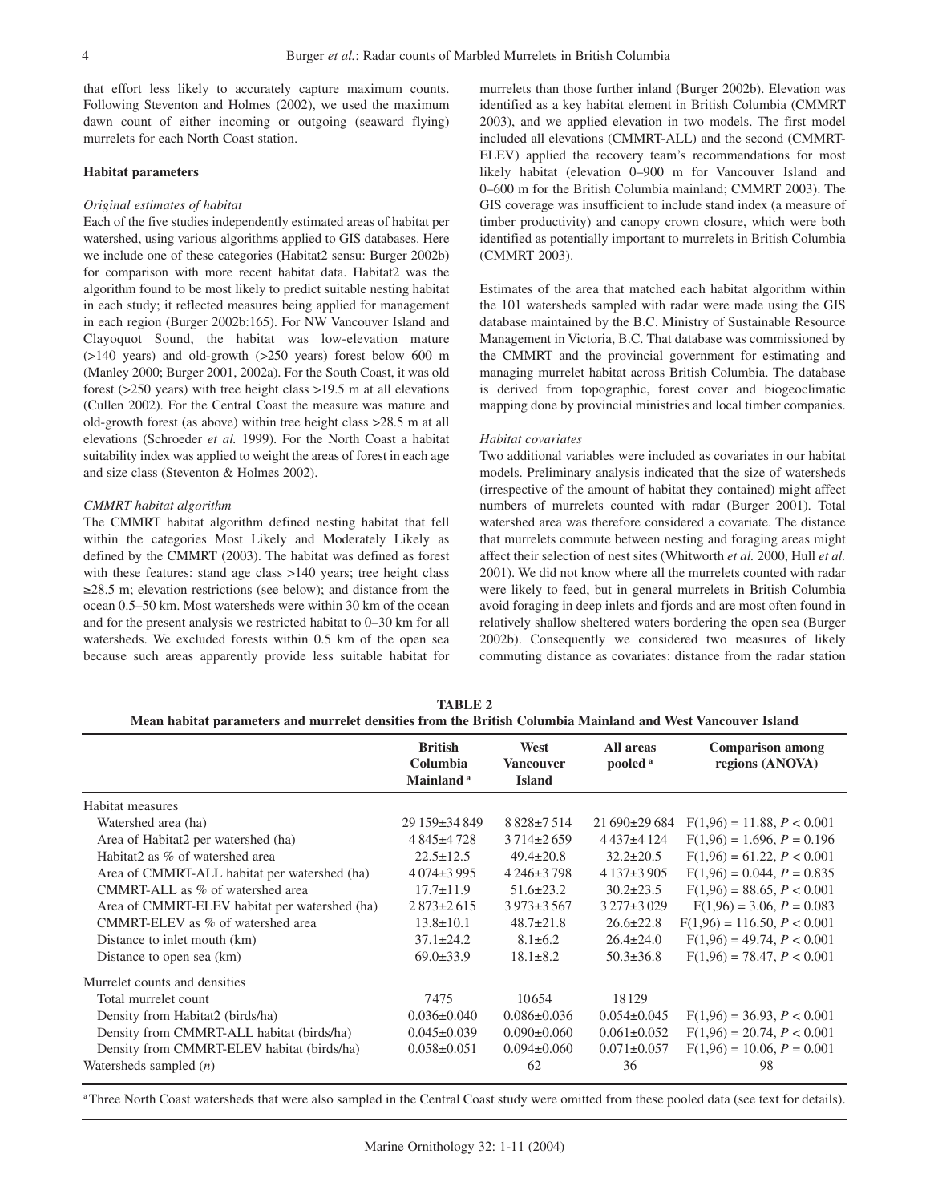that effort less likely to accurately capture maximum counts. Following Steventon and Holmes (2002), we used the maximum dawn count of either incoming or outgoing (seaward flying) murrelets for each North Coast station.

### Habitat parameters

#### *Original estimates of habitat*

Each of the five studies independently estimated areas of habitat per watershed, using various algorithms applied to GIS databases. Here we include one of these categories (Habitat2 sensu: Burger 2002b) for comparison with more recent habitat data. Habitat2 was the algorithm found to be most likely to predict suitable nesting habitat in each study; it reflected measures being applied for management in each region (Burger 2002b:165). For NW Vancouver Island and Clayoquot Sound, the habitat was low-elevation mature (>140 years) and old-growth (>250 years) forest below 600 m (Manley 2000; Burger 2001, 2002a). For the South Coast, it was old forest (>250 years) with tree height class >19.5 m at all elevations (Cullen 2002). For the Central Coast the measure was mature and old-growth forest (as above) within tree height class >28.5 m at all elevations (Schroeder *et al.* 1999). For the North Coast a habitat suitability index was applied to weight the areas of forest in each age and size class (Steventon & Holmes 2002).

#### *CMMRT habitat algorithm*

The CMMRT habitat algorithm defined nesting habitat that fell within the categories Most Likely and Moderately Likely as defined by the CMMRT (2003). The habitat was defined as forest with these features: stand age class >140 years; tree height class ≥28.5 m; elevation restrictions (see below); and distance from the ocean 0.5–50 km. Most watersheds were within 30 km of the ocean and for the present analysis we restricted habitat to 0–30 km for all watersheds. We excluded forests within 0.5 km of the open sea because such areas apparently provide less suitable habitat for murrelets than those further inland (Burger 2002b). Elevation was identified as a key habitat element in British Columbia (CMMRT 2003), and we applied elevation in two models. The first model included all elevations (CMMRT-ALL) and the second (CMMRT-ELEV) applied the recovery team's recommendations for most likely habitat (elevation 0–900 m for Vancouver Island and 0–600 m for the British Columbia mainland; CMMRT 2003). The GIS coverage was insufficient to include stand index (a measure of timber productivity) and canopy crown closure, which were both identified as potentially important to murrelets in British Columbia (CMMRT 2003).

Estimates of the area that matched each habitat algorithm within the 101 watersheds sampled with radar were made using the GIS database maintained by the B.C. Ministry of Sustainable Resource Management in Victoria, B.C. That database was commissioned by the CMMRT and the provincial government for estimating and managing murrelet habitat across British Columbia. The database is derived from topographic, forest cover and biogeoclimatic mapping done by provincial ministries and local timber companies.

#### *Habitat covariates*

Two additional variables were included as covariates in our habitat models. Preliminary analysis indicated that the size of watersheds (irrespective of the amount of habitat they contained) might affect numbers of murrelets counted with radar (Burger 2001). Total watershed area was therefore considered a covariate. The distance that murrelets commute between nesting and foraging areas might affect their selection of nest sites (Whitworth *et al.* 2000, Hull *et al.* 2001). We did not know where all the murrelets counted with radar were likely to feed, but in general murrelets in British Columbia avoid foraging in deep inlets and fjords and are most often found in relatively shallow sheltered waters bordering the open sea (Burger 2002b). Consequently we considered two measures of likely commuting distance as covariates: distance from the radar station

**TABLE 2**
**Mean habitat parameters and murrelet densities from the British Columbia Mainland and West Vancouver Island**

| | British Columbia Mainland [a] | West Vancouver Island | All areas pooled [a] | Comparison among regions (ANOVA) |
|---|---|---|---|---|
| Habitat measures | | | | |
| Watershed area (ha) | 29 159±34 849 | 8 828±7 514 | 21 690±29 684 | $F(1,96) = 11.88$, $P < 0.001$ |
| Area of Habitat2 per watershed (ha) | 4 845±4 728 | 3 714±2 659 | 4 437±4 124 | $F(1,96) = 1.696$, $P = 0.196$ |
| Habitat2 as % of watershed area | 22.5±12.5 | 49.4±20.8 | 32.2±20.5 | $F(1,96) = 61.22$, $P < 0.001$ |
| Area of CMMRT-ALL habitat per watershed (ha) | 4 074±3 995 | 4 246±3 798 | 4 137±3 905 | $F(1,96) = 0.044$, $P = 0.835$ |
| CMMRT-ALL as % of watershed area | 17.7±11.9 | 51.6±23.2 | 30.2±23.5 | $F(1,96) = 88.65$, $P < 0.001$ |
| Area of CMMRT-ELEV habitat per watershed (ha) | 2 873±2 615 | 3 973±3 567 | 3 277±3 029 | $F(1,96) = 3.06$, $P = 0.083$ |
| CMMRT-ELEV as % of watershed area | 13.8±10.1 | 48.7±21.8 | 26.6±22.8 | $F(1,96) = 116.50$, $P < 0.001$ |
| Distance to inlet mouth (km) | 37.1±24.2 | 8.1±6.2 | 26.4±24.0 | $F(1,96) = 49.74$, $P < 0.001$ |
| Distance to open sea (km) | 69.0±33.9 | 18.1±8.2 | 50.3±36.8 | $F(1,96) = 78.47$, $P < 0.001$ |
| Murrelet counts and densities | | | | |
| Total murrelet count | 7475 | 10654 | 18129 | |
| Density from Habitat2 (birds/ha) | 0.036±0.040 | 0.086±0.036 | 0.054±0.045 | $F(1,96) = 36.93$, $P < 0.001$ |
| Density from CMMRT-ALL habitat (birds/ha) | 0.045±0.039 | 0.090±0.060 | 0.061±0.052 | $F(1,96) = 20.74$, $P < 0.001$ |
| Density from CMMRT-ELEV habitat (birds/ha) | 0.058±0.051 | 0.094±0.060 | 0.071±0.057 | $F(1,96) = 10.06$, $P = 0.001$ |
| Watersheds sampled ($n$) | | 62 | 36 | 98 |

[a] Three North Coast watersheds that were also sampled in the Central Coast study were omitted from these pooled data (see text for details).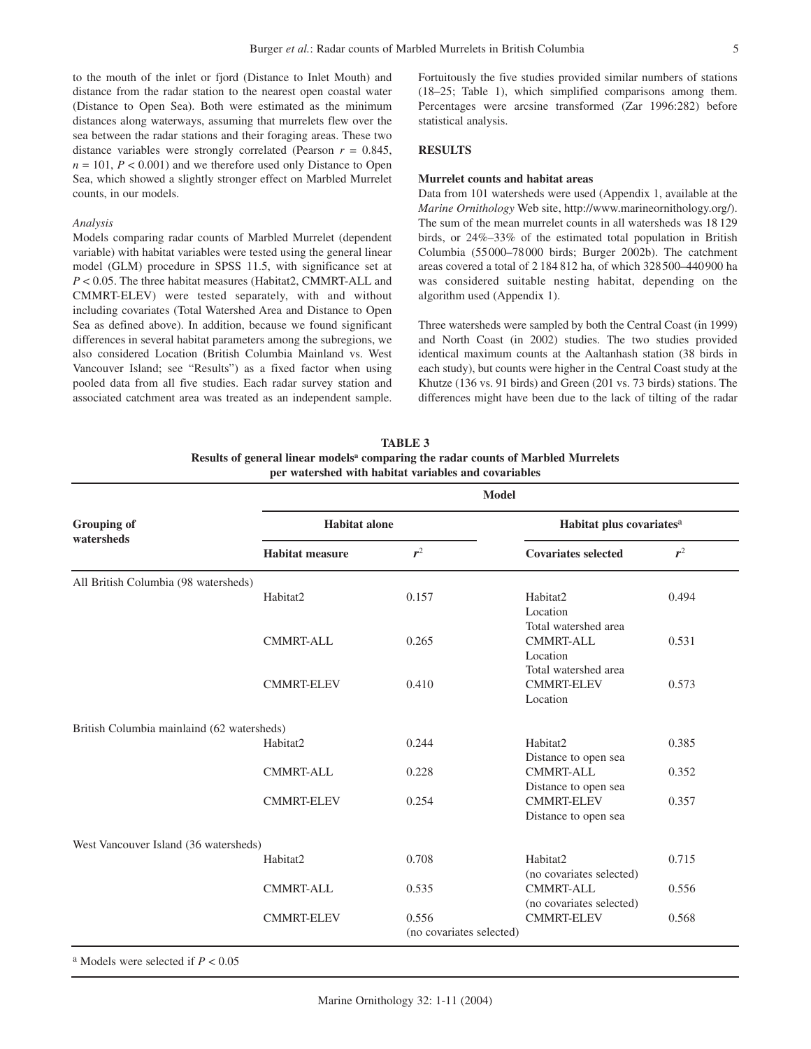to the mouth of the inlet or fjord (Distance to Inlet Mouth) and distance from the radar station to the nearest open coastal water (Distance to Open Sea). Both were estimated as the minimum distances along waterways, assuming that murrelets flew over the sea between the radar stations and their foraging areas. These two distance variables were strongly correlated (Pearson $r = 0.845$, $n = 101$, $P < 0.001$) and we therefore used only Distance to Open Sea, which showed a slightly stronger effect on Marbled Murrelet counts, in our models.

### *Analysis*

Models comparing radar counts of Marbled Murrelet (dependent variable) with habitat variables were tested using the general linear model (GLM) procedure in SPSS 11.5, with significance set at $P < 0.05$. The three habitat measures (Habitat2, CMMRT-ALL and CMMRT-ELEV) were tested separately, with and without including covariates (Total Watershed Area and Distance to Open Sea as defined above). In addition, because we found significant differences in several habitat parameters among the subregions, we also considered Location (British Columbia Mainland vs. West Vancouver Island; see "Results") as a fixed factor when using pooled data from all five studies. Each radar survey station and associated catchment area was treated as an independent sample. Fortuitously the five studies provided similar numbers of stations (18–25; Table 1), which simplified comparisons among them. Percentages were arcsine transformed (Zar 1996:282) before statistical analysis.

## RESULTS

### Murrelet counts and habitat areas

Data from 101 watersheds were used (Appendix 1, available at the *Marine Ornithology* Web site, http://www.marineornithology.org/). The sum of the mean murrelet counts in all watersheds was 18 129 birds, or 24%–33% of the estimated total population in British Columbia (55 000–78 000 birds; Burger 2002b). The catchment areas covered a total of 2 184 812 ha, of which 328 500–440 900 ha was considered suitable nesting habitat, depending on the algorithm used (Appendix 1).

Three watersheds were sampled by both the Central Coast (in 1999) and North Coast (in 2002) studies. The two studies provided identical maximum counts at the Aaltanhash station (38 birds in each study), but counts were higher in the Central Coast study at the Khutze (136 vs. 91 birds) and Green (201 vs. 73 birds) stations. The differences might have been due to the lack of tilting of the radar

**TABLE 3**
**Results of general linear models[a] comparing the radar counts of Marbled Murrelets per watershed with habitat variables and covariables**

| Grouping of watersheds | Model | | | |
|---|---|---|---|---|
| | Habitat alone | | Habitat plus covariates[a] | |
| | Habitat measure | $r^2$ | Covariates selected | $r^2$ |
| All British Columbia (98 watersheds) | | | | |
| | Habitat2 | 0.157 | Habitat2, Location, Total watershed area | 0.494 |
| | CMMRT-ALL | 0.265 | CMMRT-ALL, Location, Total watershed area | 0.531 |
| | CMMRT-ELEV | 0.410 | CMMRT-ELEV, Location | 0.573 |
| British Columbia mainlaind (62 watersheds) | | | | |
| | Habitat2 | 0.244 | Habitat2, Distance to open sea | 0.385 |
| | CMMRT-ALL | 0.228 | CMMRT-ALL, Distance to open sea | 0.352 |
| | CMMRT-ELEV | 0.254 | CMMRT-ELEV, Distance to open sea | 0.357 |
| West Vancouver Island (36 watersheds) | | | | |
| | Habitat2 | 0.708 | Habitat2 (no covariates selected) | 0.715 |
| | CMMRT-ALL | 0.535 | CMMRT-ALL (no covariates selected) | 0.556 |
| | CMMRT-ELEV | 0.556 (no covariates selected) | CMMRT-ELEV | 0.568 |

[a] Models were selected if $P < 0.05$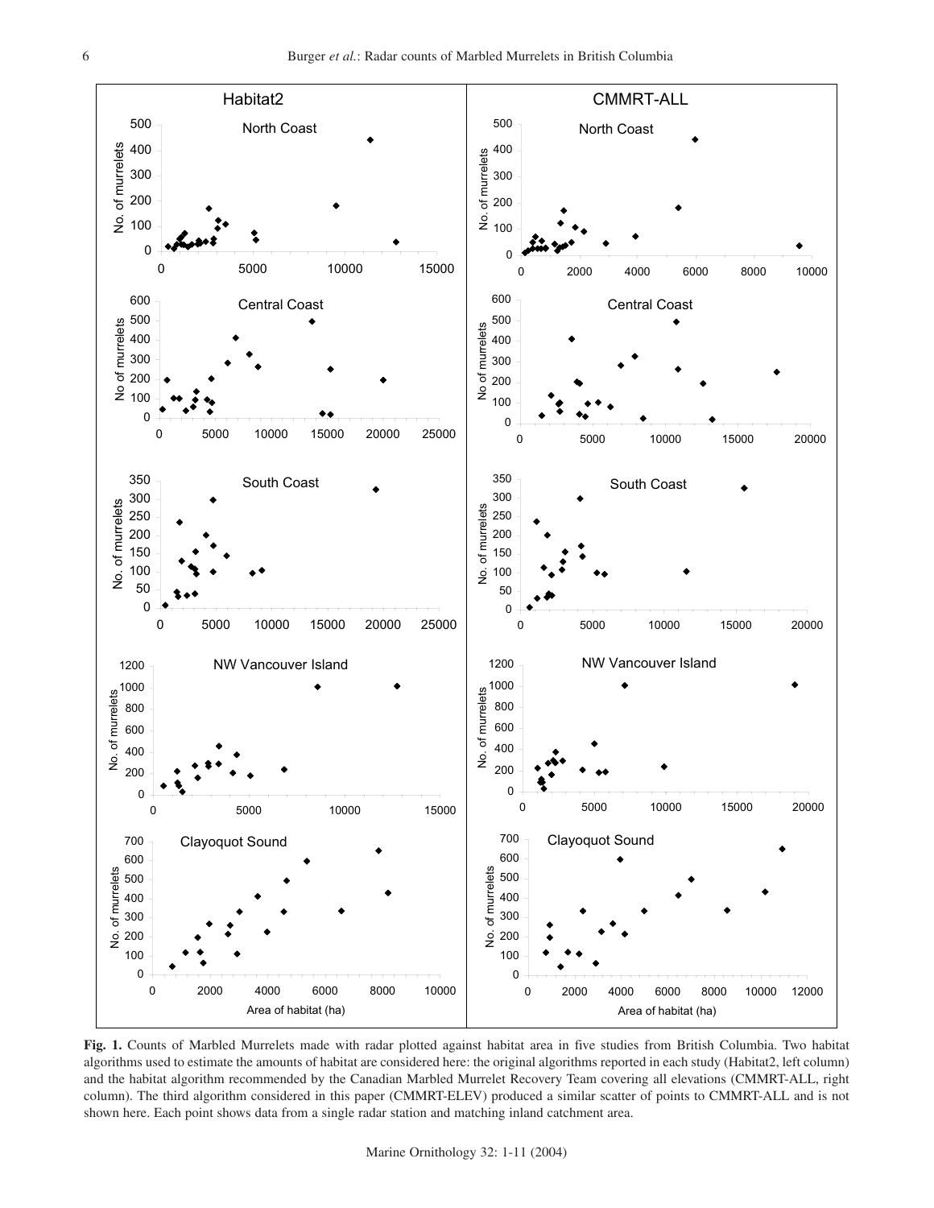**Fig. 1.** Counts of Marbled Murrelets made with radar plotted against habitat area in five studies from British Columbia. Two habitat algorithms used to estimate the amounts of habitat are considered here: the original algorithms reported in each study (Habitat2, left column) and the habitat algorithm recommended by the Canadian Marbled Murrelet Recovery Team covering all elevations (CMMRT-ALL, right column). The third algorithm considered in this paper (CMMRT-ELEV) produced a similar scatter of points to CMMRT-ALL and is not shown here. Each point shows data from a single radar station and matching inland catchment area.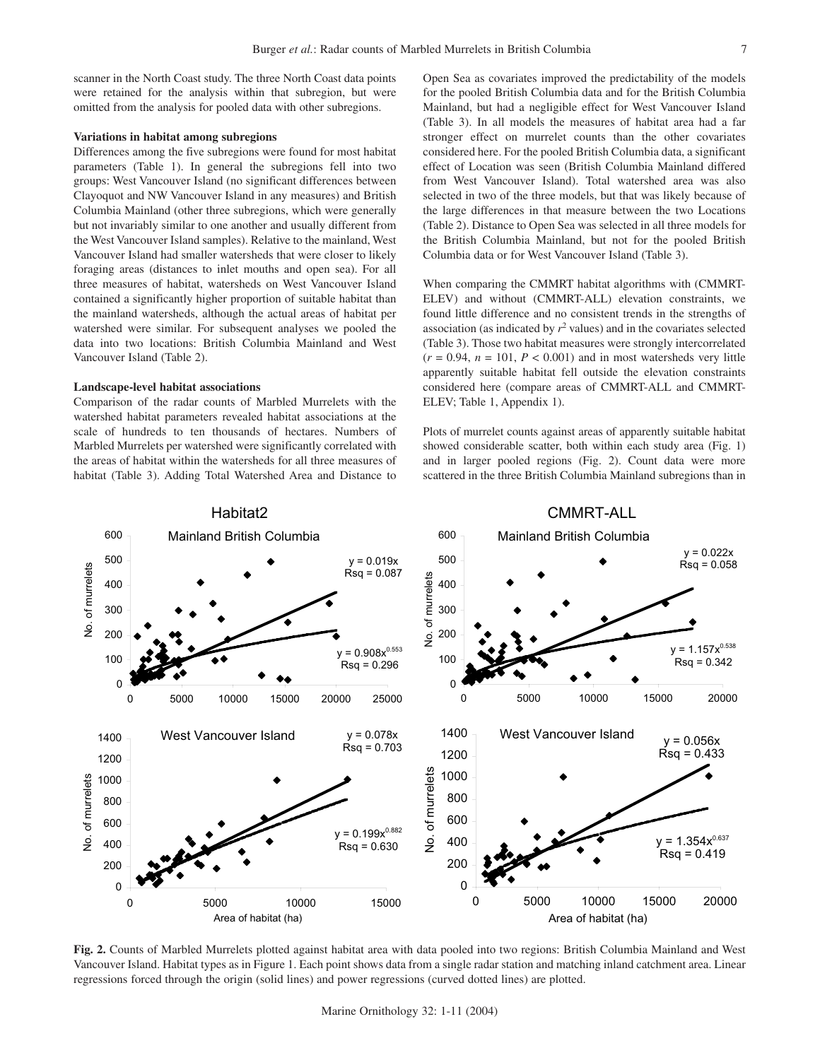scanner in the North Coast study. The three North Coast data points were retained for the analysis within that subregion, but were omitted from the analysis for pooled data with other subregions.

### Variations in habitat among subregions

Differences among the five subregions were found for most habitat parameters (Table 1). In general the subregions fell into two groups: West Vancouver Island (no significant differences between Clayoquot and NW Vancouver Island in any measures) and British Columbia Mainland (other three subregions, which were generally but not invariably similar to one another and usually different from the West Vancouver Island samples). Relative to the mainland, West Vancouver Island had smaller watersheds that were closer to likely foraging areas (distances to inlet mouths and open sea). For all three measures of habitat, watersheds on West Vancouver Island contained a significantly higher proportion of suitable habitat than the mainland watersheds, although the actual areas of habitat per watershed were similar. For subsequent analyses we pooled the data into two locations: British Columbia Mainland and West Vancouver Island (Table 2).

### Landscape-level habitat associations

Comparison of the radar counts of Marbled Murrelets with the watershed habitat parameters revealed habitat associations at the scale of hundreds to ten thousands of hectares. Numbers of Marbled Murrelets per watershed were significantly correlated with the areas of habitat within the watersheds for all three measures of habitat (Table 3). Adding Total Watershed Area and Distance to Open Sea as covariates improved the predictability of the models for the pooled British Columbia data and for the British Columbia Mainland, but had a negligible effect for West Vancouver Island (Table 3). In all models the measures of habitat area had a far stronger effect on murrelet counts than the other covariates considered here. For the pooled British Columbia data, a significant effect of Location was seen (British Columbia Mainland differed from West Vancouver Island). Total watershed area was also selected in two of the three models, but that was likely because of the large differences in that measure between the two Locations (Table 2). Distance to Open Sea was selected in all three models for the British Columbia Mainland, but not for the pooled British Columbia data or for West Vancouver Island (Table 3).

When comparing the CMMRT habitat algorithms with (CMMRT-ELEV) and without (CMMRT-ALL) elevation constraints, we found little difference and no consistent trends in the strengths of association (as indicated by $r^2$ values) and in the covariates selected (Table 3). Those two habitat measures were strongly intercorrelated ($r = 0.94$, $n = 101$, $P < 0.001$) and in most watersheds very little apparently suitable habitat fell outside the elevation constraints considered here (compare areas of CMMRT-ALL and CMMRT-ELEV; Table 1, Appendix 1).

Plots of murrelet counts against areas of apparently suitable habitat showed considerable scatter, both within each study area (Fig. 1) and in larger pooled regions (Fig. 2). Count data were more scattered in the three British Columbia Mainland subregions than in

**Fig. 2.** Counts of Marbled Murrelets plotted against habitat area with data pooled into two regions: British Columbia Mainland and West Vancouver Island. Habitat types as in Figure 1. Each point shows data from a single radar station and matching inland catchment area. Linear regressions forced through the origin (solid lines) and power regressions (curved dotted lines) are plotted.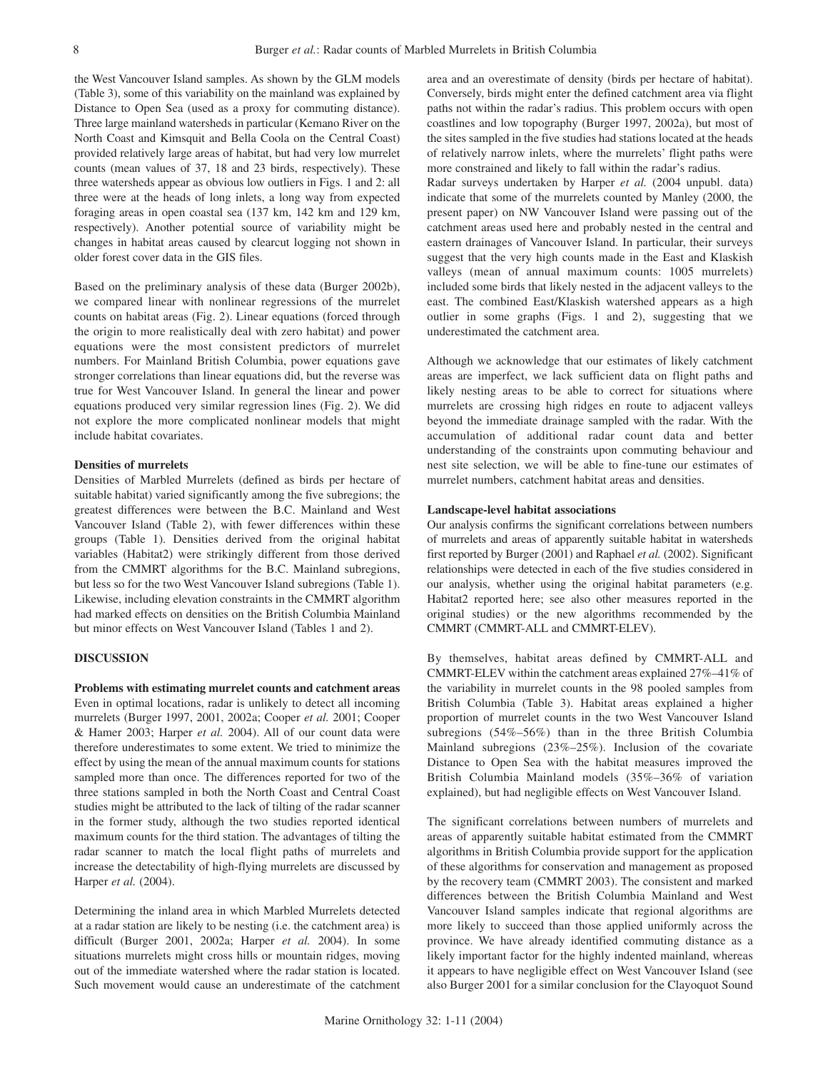the West Vancouver Island samples. As shown by the GLM models (Table 3), some of this variability on the mainland was explained by Distance to Open Sea (used as a proxy for commuting distance). Three large mainland watersheds in particular (Kemano River on the North Coast and Kimsquit and Bella Coola on the Central Coast) provided relatively large areas of habitat, but had very low murrelet counts (mean values of 37, 18 and 23 birds, respectively). These three watersheds appear as obvious low outliers in Figs. 1 and 2: all three were at the heads of long inlets, a long way from expected foraging areas in open coastal sea (137 km, 142 km and 129 km, respectively). Another potential source of variability might be changes in habitat areas caused by clearcut logging not shown in older forest cover data in the GIS files.

Based on the preliminary analysis of these data (Burger 2002b), we compared linear with nonlinear regressions of the murrelet counts on habitat areas (Fig. 2). Linear equations (forced through the origin to more realistically deal with zero habitat) and power equations were the most consistent predictors of murrelet numbers. For Mainland British Columbia, power equations gave stronger correlations than linear equations did, but the reverse was true for West Vancouver Island. In general the linear and power equations produced very similar regression lines (Fig. 2). We did not explore the more complicated nonlinear models that might include habitat covariates.

### Densities of murrelets

Densities of Marbled Murrelets (defined as birds per hectare of suitable habitat) varied significantly among the five subregions; the greatest differences were between the B.C. Mainland and West Vancouver Island (Table 2), with fewer differences within these groups (Table 1). Densities derived from the original habitat variables (Habitat2) were strikingly different from those derived from the CMMRT algorithms for the B.C. Mainland subregions, but less so for the two West Vancouver Island subregions (Table 1). Likewise, including elevation constraints in the CMMRT algorithm had marked effects on densities on the British Columbia Mainland but minor effects on West Vancouver Island (Tables 1 and 2).

## DISCUSSION

### Problems with estimating murrelet counts and catchment areas

Even in optimal locations, radar is unlikely to detect all incoming murrelets (Burger 1997, 2001, 2002a; Cooper *et al.* 2001; Cooper & Hamer 2003; Harper *et al.* 2004). All of our count data were therefore underestimates to some extent. We tried to minimize the effect by using the mean of the annual maximum counts for stations sampled more than once. The differences reported for two of the three stations sampled in both the North Coast and Central Coast studies might be attributed to the lack of tilting of the radar scanner in the former study, although the two studies reported identical maximum counts for the third station. The advantages of tilting the radar scanner to match the local flight paths of murrelets and increase the detectability of high-flying murrelets are discussed by Harper *et al.* (2004).

Determining the inland area in which Marbled Murrelets detected at a radar station are likely to be nesting (i.e. the catchment area) is difficult (Burger 2001, 2002a; Harper *et al.* 2004). In some situations murrelets might cross hills or mountain ridges, moving out of the immediate watershed where the radar station is located. Such movement would cause an underestimate of the catchment area and an overestimate of density (birds per hectare of habitat). Conversely, birds might enter the defined catchment area via flight paths not within the radar's radius. This problem occurs with open coastlines and low topography (Burger 1997, 2002a), but most of the sites sampled in the five studies had stations located at the heads of relatively narrow inlets, where the murrelets' flight paths were more constrained and likely to fall within the radar's radius.

Radar surveys undertaken by Harper *et al.* (2004 unpubl. data) indicate that some of the murrelets counted by Manley (2000, the present paper) on NW Vancouver Island were passing out of the catchment areas used here and probably nested in the central and eastern drainages of Vancouver Island. In particular, their surveys suggest that the very high counts made in the East and Klaskish valleys (mean of annual maximum counts: 1005 murrelets) included some birds that likely nested in the adjacent valleys to the east. The combined East/Klaskish watershed appears as a high outlier in some graphs (Figs. 1 and 2), suggesting that we underestimated the catchment area.

Although we acknowledge that our estimates of likely catchment areas are imperfect, we lack sufficient data on flight paths and likely nesting areas to be able to correct for situations where murrelets are crossing high ridges en route to adjacent valleys beyond the immediate drainage sampled with the radar. With the accumulation of additional radar count data and better understanding of the constraints upon commuting behaviour and nest site selection, we will be able to fine-tune our estimates of murrelet numbers, catchment habitat areas and densities.

### Landscape-level habitat associations

Our analysis confirms the significant correlations between numbers of murrelets and areas of apparently suitable habitat in watersheds first reported by Burger (2001) and Raphael *et al.* (2002). Significant relationships were detected in each of the five studies considered in our analysis, whether using the original habitat parameters (e.g. Habitat2 reported here; see also other measures reported in the original studies) or the new algorithms recommended by the CMMRT (CMMRT-ALL and CMMRT-ELEV).

By themselves, habitat areas defined by CMMRT-ALL and CMMRT-ELEV within the catchment areas explained 27%–41% of the variability in murrelet counts in the 98 pooled samples from British Columbia (Table 3). Habitat areas explained a higher proportion of murrelet counts in the two West Vancouver Island subregions (54%–56%) than in the three British Columbia Mainland subregions (23%–25%). Inclusion of the covariate Distance to Open Sea with the habitat measures improved the British Columbia Mainland models (35%–36% of variation explained), but had negligible effects on West Vancouver Island.

The significant correlations between numbers of murrelets and areas of apparently suitable habitat estimated from the CMMRT algorithms in British Columbia provide support for the application of these algorithms for conservation and management as proposed by the recovery team (CMMRT 2003). The consistent and marked differences between the British Columbia Mainland and West Vancouver Island samples indicate that regional algorithms are more likely to succeed than those applied uniformly across the province. We have already identified commuting distance as a likely important factor for the highly indented mainland, whereas it appears to have negligible effect on West Vancouver Island (see also Burger 2001 for a similar conclusion for the Clayoquot Sound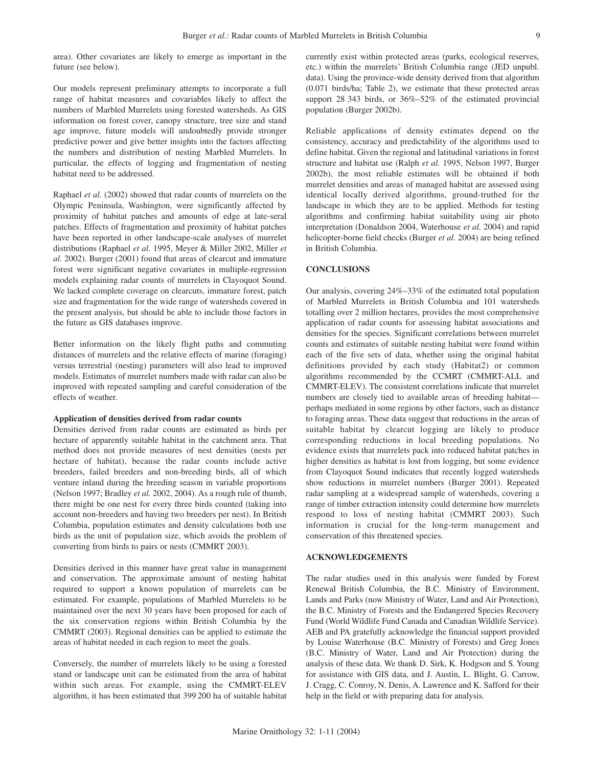area). Other covariates are likely to emerge as important in the future (see below).

Our models represent preliminary attempts to incorporate a full range of habitat measures and covariables likely to affect the numbers of Marbled Murrelets using forested watersheds. As GIS information on forest cover, canopy structure, tree size and stand age improve, future models will undoubtedly provide stronger predictive power and give better insights into the factors affecting the numbers and distribution of nesting Marbled Murrelets. In particular, the effects of logging and fragmentation of nesting habitat need to be addressed.

Raphael *et al.* (2002) showed that radar counts of murrelets on the Olympic Peninsula, Washington, were significantly affected by proximity of habitat patches and amounts of edge at late-seral patches. Effects of fragmentation and proximity of habitat patches have been reported in other landscape-scale analyses of murrelet distributions (Raphael *et al.* 1995, Meyer & Miller 2002, Miller *et al.* 2002). Burger (2001) found that areas of clearcut and immature forest were significant negative covariates in multiple-regression models explaining radar counts of murrelets in Clayoquot Sound. We lacked complete coverage on clearcuts, immature forest, patch size and fragmentation for the wide range of watersheds covered in the present analysis, but should be able to include those factors in the future as GIS databases improve.

Better information on the likely flight paths and commuting distances of murrelets and the relative effects of marine (foraging) versus terrestrial (nesting) parameters will also lead to improved models. Estimates of murrelet numbers made with radar can also be improved with repeated sampling and careful consideration of the effects of weather.

#### Application of densities derived from radar counts

Densities derived from radar counts are estimated as birds per hectare of apparently suitable habitat in the catchment area. That method does not provide measures of nest densities (nests per hectare of habitat), because the radar counts include active breeders, failed breeders and non-breeding birds, all of which venture inland during the breeding season in variable proportions (Nelson 1997; Bradley *et al.* 2002, 2004). As a rough rule of thumb, there might be one nest for every three birds counted (taking into account non-breeders and having two breeders per nest). In British Columbia, population estimates and density calculations both use birds as the unit of population size, which avoids the problem of converting from birds to pairs or nests (CMMRT 2003).

Densities derived in this manner have great value in management and conservation. The approximate amount of nesting habitat required to support a known population of murrelets can be estimated. For example, populations of Marbled Murrelets to be maintained over the next 30 years have been proposed for each of the six conservation regions within British Columbia by the CMMRT (2003). Regional densities can be applied to estimate the areas of habitat needed in each region to meet the goals.

Conversely, the number of murrelets likely to be using a forested stand or landscape unit can be estimated from the area of habitat within such areas. For example, using the CMMRT-ELEV algorithm, it has been estimated that 399 200 ha of suitable habitat currently exist within protected areas (parks, ecological reserves, etc.) within the murrelets' British Columbia range (JED unpubl. data). Using the province-wide density derived from that algorithm (0.071 birds/ha; Table 2), we estimate that these protected areas support 28 343 birds, or 36%–52% of the estimated provincial population (Burger 2002b).

Reliable applications of density estimates depend on the consistency, accuracy and predictability of the algorithms used to define habitat. Given the regional and latitudinal variations in forest structure and habitat use (Ralph *et al.* 1995, Nelson 1997, Burger 2002b), the most reliable estimates will be obtained if both murrelet densities and areas of managed habitat are assessed using identical locally derived algorithms, ground-truthed for the landscape in which they are to be applied. Methods for testing algorithms and confirming habitat suitability using air photo interpretation (Donaldson 2004, Waterhouse *et al.* 2004) and rapid helicopter-borne field checks (Burger *et al.* 2004) are being refined in British Columbia.

### CONCLUSIONS

Our analysis, covering 24%–33% of the estimated total population of Marbled Murrelets in British Columbia and 101 watersheds totalling over 2 million hectares, provides the most comprehensive application of radar counts for assessing habitat associations and densities for the species. Significant correlations between murrelet counts and estimates of suitable nesting habitat were found within each of the five sets of data, whether using the original habitat definitions provided by each study (Habitat2) or common algorithms recommended by the CCMRT (CMMRT-ALL and CMMRT-ELEV). The consistent correlations indicate that murrelet numbers are closely tied to available areas of breeding habitat—perhaps mediated in some regions by other factors, such as distance to foraging areas. These data suggest that reductions in the areas of suitable habitat by clearcut logging are likely to produce corresponding reductions in local breeding populations. No evidence exists that murrelets pack into reduced habitat patches in higher densities as habitat is lost from logging, but some evidence from Clayoquot Sound indicates that recently logged watersheds show reductions in murrelet numbers (Burger 2001). Repeated radar sampling at a widespread sample of watersheds, covering a range of timber extraction intensity could determine how murrelets respond to loss of nesting habitat (CMMRT 2003). Such information is crucial for the long-term management and conservation of this threatened species.

### ACKNOWLEDGEMENTS

The radar studies used in this analysis were funded by Forest Renewal British Columbia, the B.C. Ministry of Environment, Lands and Parks (now Ministry of Water, Land and Air Protection), the B.C. Ministry of Forests and the Endangered Species Recovery Fund (World Wildlife Fund Canada and Canadian Wildlife Service). AEB and PA gratefully acknowledge the financial support provided by Louise Waterhouse (B.C. Ministry of Forests) and Greg Jones (B.C. Ministry of Water, Land and Air Protection) during the analysis of these data. We thank D. Sirk, K. Hodgson and S. Young for assistance with GIS data, and J. Austin, L. Blight, G. Carrow, J. Cragg, C. Conroy, N. Denis, A. Lawrence and K. Safford for their help in the field or with preparing data for analysis.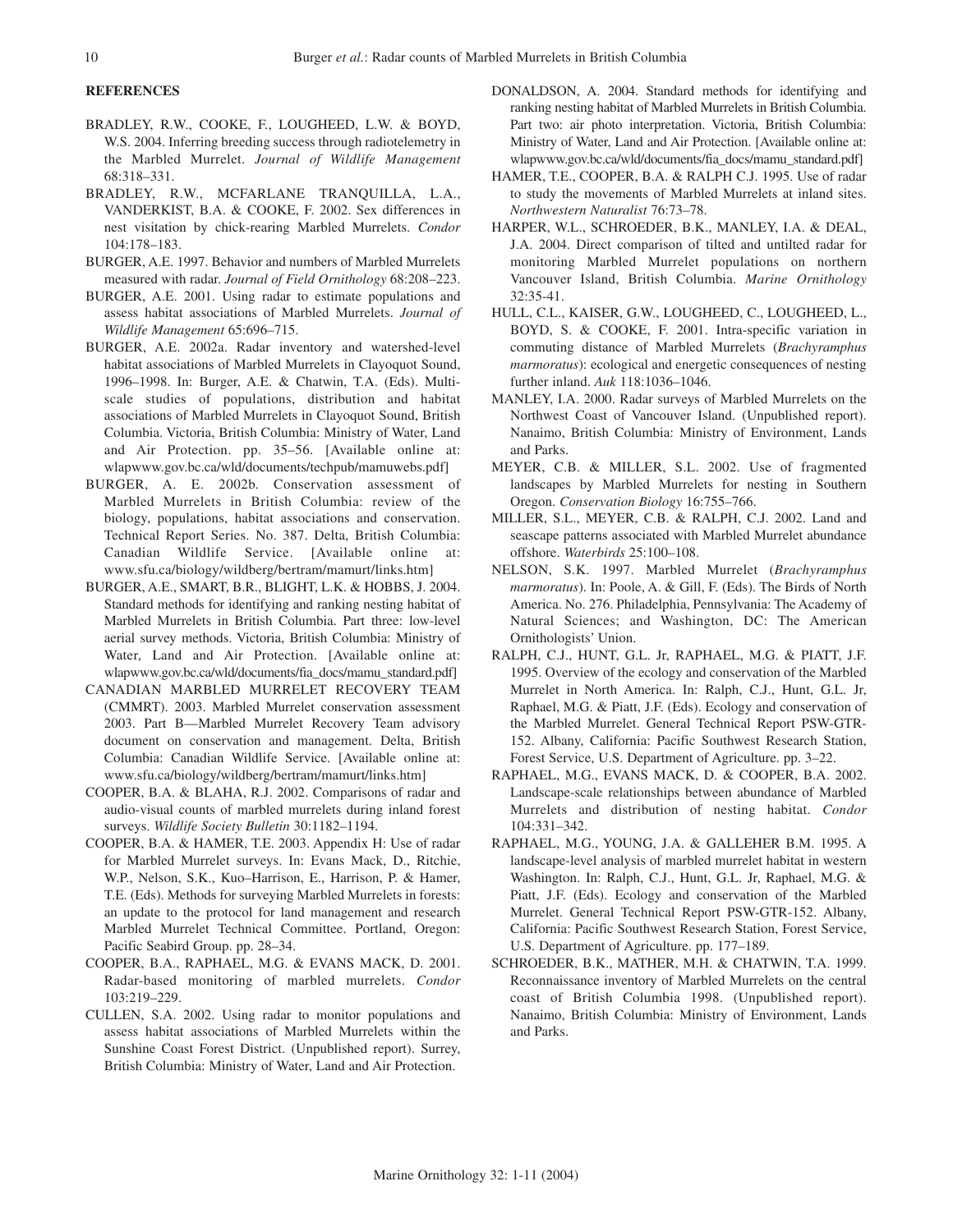## REFERENCES

BRADLEY, R.W., COOKE, F., LOUGHEED, L.W. & BOYD, W.S. 2004. Inferring breeding success through radiotelemetry in the Marbled Murrelet. *Journal of Wildlife Management* 68:318–331.

BRADLEY, R.W., MCFARLANE TRANQUILLA, L.A., VANDERKIST, B.A. & COOKE, F. 2002. Sex differences in nest visitation by chick-rearing Marbled Murrelets. *Condor* 104:178–183.

BURGER, A.E. 1997. Behavior and numbers of Marbled Murrelets measured with radar. *Journal of Field Ornithology* 68:208–223.

BURGER, A.E. 2001. Using radar to estimate populations and assess habitat associations of Marbled Murrelets. *Journal of Wildlife Management* 65:696–715.

BURGER, A.E. 2002a. Radar inventory and watershed-level habitat associations of Marbled Murrelets in Clayoquot Sound, 1996–1998. In: Burger, A.E. & Chatwin, T.A. (Eds). Multi-scale studies of populations, distribution and habitat associations of Marbled Murrelets in Clayoquot Sound, British Columbia. Victoria, British Columbia: Ministry of Water, Land and Air Protection. pp. 35–56. [Available online at: wlapwww.gov.bc.ca/wld/documents/techpub/mamuwebs.pdf]

BURGER, A. E. 2002b. Conservation assessment of Marbled Murrelets in British Columbia: review of the biology, populations, habitat associations and conservation. Technical Report Series. No. 387. Delta, British Columbia: Canadian Wildlife Service. [Available online at: www.sfu.ca/biology/wildberg/bertram/mamurt/links.htm]

BURGER, A.E., SMART, B.R., BLIGHT, L.K. & HOBBS, J. 2004. Standard methods for identifying and ranking nesting habitat of Marbled Murrelets in British Columbia. Part three: low-level aerial survey methods. Victoria, British Columbia: Ministry of Water, Land and Air Protection. [Available online at: wlapwww.gov.bc.ca/wld/documents/fia_docs/mamu_standard.pdf]

CANADIAN MARBLED MURRELET RECOVERY TEAM (CMMRT). 2003. Marbled Murrelet conservation assessment 2003. Part B—Marbled Murrelet Recovery Team advisory document on conservation and management. Delta, British Columbia: Canadian Wildlife Service. [Available online at: www.sfu.ca/biology/wildberg/bertram/mamurt/links.htm]

COOPER, B.A. & BLAHA, R.J. 2002. Comparisons of radar and audio-visual counts of marbled murrelets during inland forest surveys. *Wildlife Society Bulletin* 30:1182–1194.

COOPER, B.A. & HAMER, T.E. 2003. Appendix H: Use of radar for Marbled Murrelet surveys. In: Evans Mack, D., Ritchie, W.P., Nelson, S.K., Kuo–Harrison, E., Harrison, P. & Hamer, T.E. (Eds). Methods for surveying Marbled Murrelets in forests: an update to the protocol for land management and research Marbled Murrelet Technical Committee. Portland, Oregon: Pacific Seabird Group. pp. 28–34.

COOPER, B.A., RAPHAEL, M.G. & EVANS MACK, D. 2001. Radar-based monitoring of marbled murrelets. *Condor* 103:219–229.

CULLEN, S.A. 2002. Using radar to monitor populations and assess habitat associations of Marbled Murrelets within the Sunshine Coast Forest District. (Unpublished report). Surrey, British Columbia: Ministry of Water, Land and Air Protection.

DONALDSON, A. 2004. Standard methods for identifying and ranking nesting habitat of Marbled Murrelets in British Columbia. Part two: air photo interpretation. Victoria, British Columbia: Ministry of Water, Land and Air Protection. [Available online at: wlapwww.gov.bc.ca/wld/documents/fia_docs/mamu_standard.pdf]

HAMER, T.E., COOPER, B.A. & RALPH C.J. 1995. Use of radar to study the movements of Marbled Murrelets at inland sites. *Northwestern Naturalist* 76:73–78.

HARPER, W.L., SCHROEDER, B.K., MANLEY, I.A. & DEAL, J.A. 2004. Direct comparison of tilted and untilted radar for monitoring Marbled Murrelet populations on northern Vancouver Island, British Columbia. *Marine Ornithology* 32:35-41.

HULL, C.L., KAISER, G.W., LOUGHEED, C., LOUGHEED, L., BOYD, S. & COOKE, F. 2001. Intra-specific variation in commuting distance of Marbled Murrelets (*Brachyramphus marmoratus*): ecological and energetic consequences of nesting further inland. *Auk* 118:1036–1046.

MANLEY, I.A. 2000. Radar surveys of Marbled Murrelets on the Northwest Coast of Vancouver Island. (Unpublished report). Nanaimo, British Columbia: Ministry of Environment, Lands and Parks.

MEYER, C.B. & MILLER, S.L. 2002. Use of fragmented landscapes by Marbled Murrelets for nesting in Southern Oregon. *Conservation Biology* 16:755–766.

MILLER, S.L., MEYER, C.B. & RALPH, C.J. 2002. Land and seascape patterns associated with Marbled Murrelet abundance offshore. *Waterbirds* 25:100–108.

NELSON, S.K. 1997. Marbled Murrelet (*Brachyramphus marmoratus*). In: Poole, A. & Gill, F. (Eds). The Birds of North America. No. 276. Philadelphia, Pennsylvania: The Academy of Natural Sciences; and Washington, DC: The American Ornithologists' Union.

RALPH, C.J., HUNT, G.L. Jr, RAPHAEL, M.G. & PIATT, J.F. 1995. Overview of the ecology and conservation of the Marbled Murrelet in North America. In: Ralph, C.J., Hunt, G.L. Jr, Raphael, M.G. & Piatt, J.F. (Eds). Ecology and conservation of the Marbled Murrelet. General Technical Report PSW-GTR-152. Albany, California: Pacific Southwest Research Station, Forest Service, U.S. Department of Agriculture. pp. 3–22.

RAPHAEL, M.G., EVANS MACK, D. & COOPER, B.A. 2002. Landscape-scale relationships between abundance of Marbled Murrelets and distribution of nesting habitat. *Condor* 104:331–342.

RAPHAEL, M.G., YOUNG, J.A. & GALLEHER B.M. 1995. A landscape-level analysis of marbled murrelet habitat in western Washington. In: Ralph, C.J., Hunt, G.L. Jr, Raphael, M.G. & Piatt, J.F. (Eds). Ecology and conservation of the Marbled Murrelet. General Technical Report PSW-GTR-152. Albany, California: Pacific Southwest Research Station, Forest Service, U.S. Department of Agriculture. pp. 177–189.

SCHROEDER, B.K., MATHER, M.H. & CHATWIN, T.A. 1999. Reconnaissance inventory of Marbled Murrelets on the central coast of British Columbia 1998. (Unpublished report). Nanaimo, British Columbia: Ministry of Environment, Lands and Parks.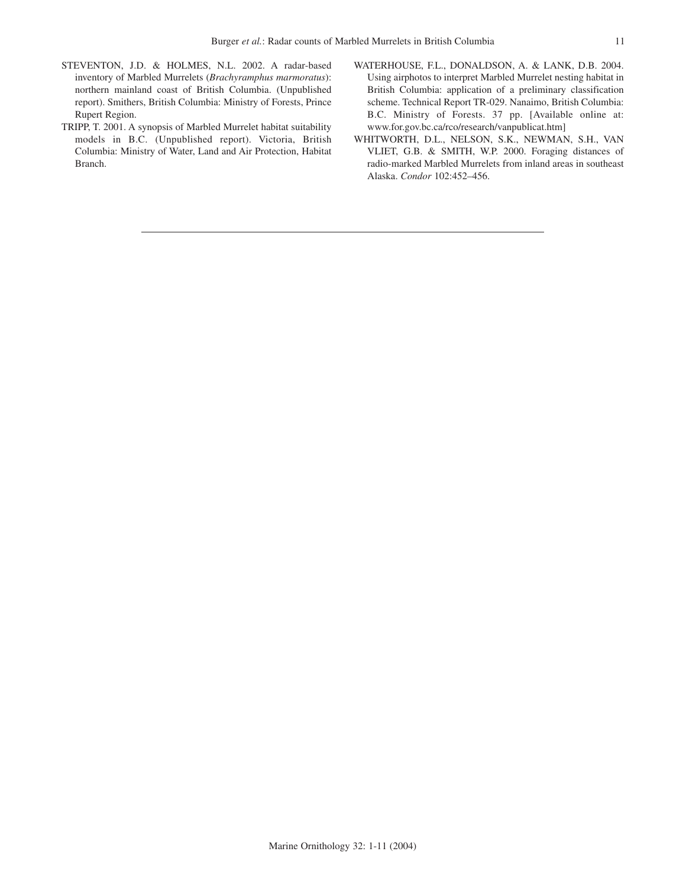STEVENTON, J.D. & HOLMES, N.L. 2002. A radar-based inventory of Marbled Murrelets (*Brachyramphus marmoratus*): northern mainland coast of British Columbia. (Unpublished report). Smithers, British Columbia: Ministry of Forests, Prince Rupert Region.

TRIPP, T. 2001. A synopsis of Marbled Murrelet habitat suitability models in B.C. (Unpublished report). Victoria, British Columbia: Ministry of Water, Land and Air Protection, Habitat Branch.

WATERHOUSE, F.L., DONALDSON, A. & LANK, D.B. 2004. Using airphotos to interpret Marbled Murrelet nesting habitat in British Columbia: application of a preliminary classification scheme. Technical Report TR-029. Nanaimo, British Columbia: B.C. Ministry of Forests. 37 pp. [Available online at: www.for.gov.bc.ca/rco/research/vanpublicat.htm]

WHITWORTH, D.L., NELSON, S.K., NEWMAN, S.H., VAN VLIET, G.B. & SMITH, W.P. 2000. Foraging distances of radio-marked Marbled Murrelets from inland areas in southeast Alaska. *Condor* 102:452–456.